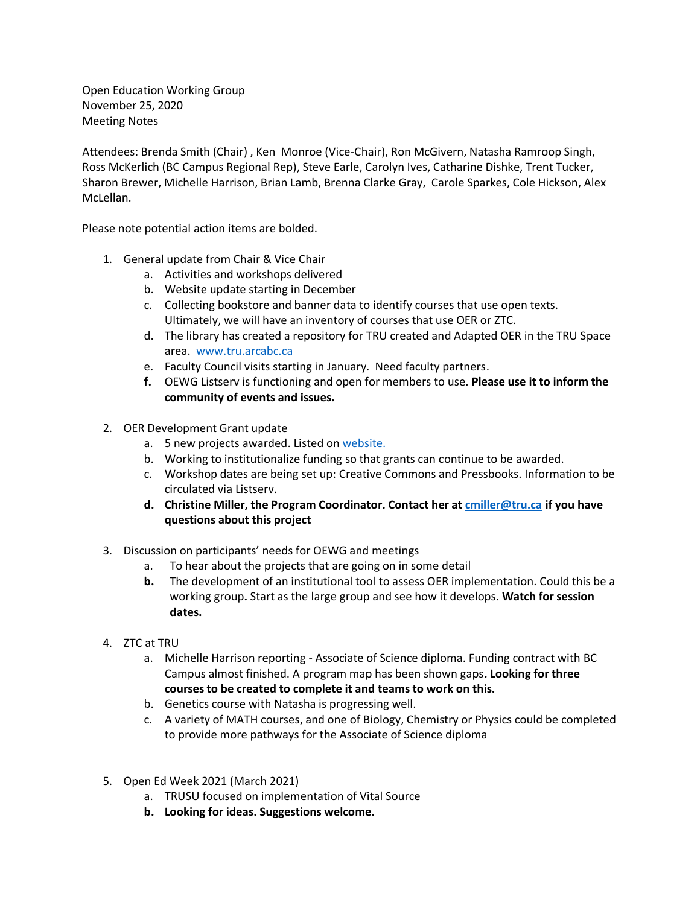Open Education Working Group
November 25, 2020
Meeting Notes

Attendees: Brenda Smith (Chair) , Ken Monroe (Vice-Chair), Ron McGivern, Natasha Ramroop Singh, Ross McKerlich (BC Campus Regional Rep), Steve Earle, Carolyn Ives, Catharine Dishke, Trent Tucker, Sharon Brewer, Michelle Harrison, Brian Lamb, Brenna Clarke Gray, Carole Sparkes, Cole Hickson, Alex McLellan.

Please note potential action items are bolded.

1. General update from Chair & Vice Chair
    a. Activities and workshops delivered
    b. Website update starting in December
    c. Collecting bookstore and banner data to identify courses that use open texts. Ultimately, we will have an inventory of courses that use OER or ZTC.
    d. The library has created a repository for TRU created and Adapted OER in the TRU Space area. [www.tru.arcabc.ca](www.tru.arcabc.ca)
    e. Faculty Council visits starting in January. Need faculty partners.
    f. OEWG Listserv is functioning and open for members to use. **Please use it to inform the community of events and issues.**

2. OER Development Grant update
    a. 5 new projects awarded. Listed on [website.]()
    b. Working to institutionalize funding so that grants can continue to be awarded.
    c. Workshop dates are being set up: Creative Commons and Pressbooks. Information to be circulated via Listserv.
    d. **Christine Miller, the Program Coordinator. Contact her at [cmiller@tru.ca](mailto:cmiller@tru.ca) if you have questions about this project**

3. Discussion on participants' needs for OEWG and meetings
    a. To hear about the projects that are going on in some detail
    b. The development of an institutional tool to assess OER implementation. Could this be a working group**.** Start as the large group and see how it develops. **Watch for session dates.**

4. ZTC at TRU
    a. Michelle Harrison reporting - Associate of Science diploma. Funding contract with BC Campus almost finished. A program map has been shown gaps**. Looking for three courses to be created to complete it and teams to work on this.**
    b. Genetics course with Natasha is progressing well.
    c. A variety of MATH courses, and one of Biology, Chemistry or Physics could be completed to provide more pathways for the Associate of Science diploma

5. Open Ed Week 2021 (March 2021)
    a. TRUSU focused on implementation of Vital Source
    b. **Looking for ideas. Suggestions welcome.**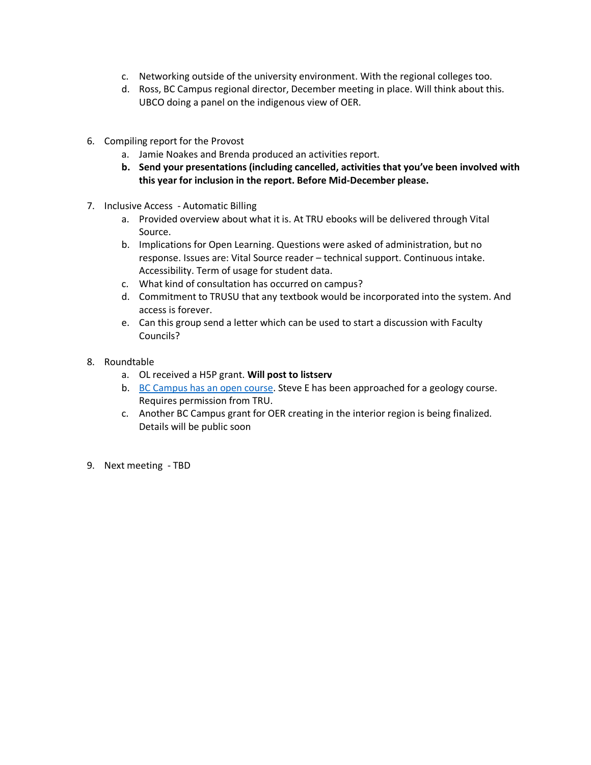c. Networking outside of the university environment. With the regional colleges too.
   d. Ross, BC Campus regional director, December meeting in place. Will think about this. UBCO doing a panel on the indigenous view of OER.

6. Compiling report for the Provost
   a. Jamie Noakes and Brenda produced an activities report.
   b. **Send your presentations (including cancelled, activities that you've been involved with this year for inclusion in the report. Before Mid-December please.**

7. Inclusive Access - Automatic Billing
   a. Provided overview about what it is. At TRU ebooks will be delivered through Vital Source.
   b. Implications for Open Learning. Questions were asked of administration, but no response. Issues are: Vital Source reader – technical support. Continuous intake. Accessibility. Term of usage for student data.
   c. What kind of consultation has occurred on campus?
   d. Commitment to TRUSU that any textbook would be incorporated into the system. And access is forever.
   e. Can this group send a letter which can be used to start a discussion with Faculty Councils?

8. Roundtable
   a. OL received a H5P grant. **Will post to listserv**
   b. BC Campus has an open course. Steve E has been approached for a geology course. Requires permission from TRU.
   c. Another BC Campus grant for OER creating in the interior region is being finalized. Details will be public soon

9. Next meeting - TBD